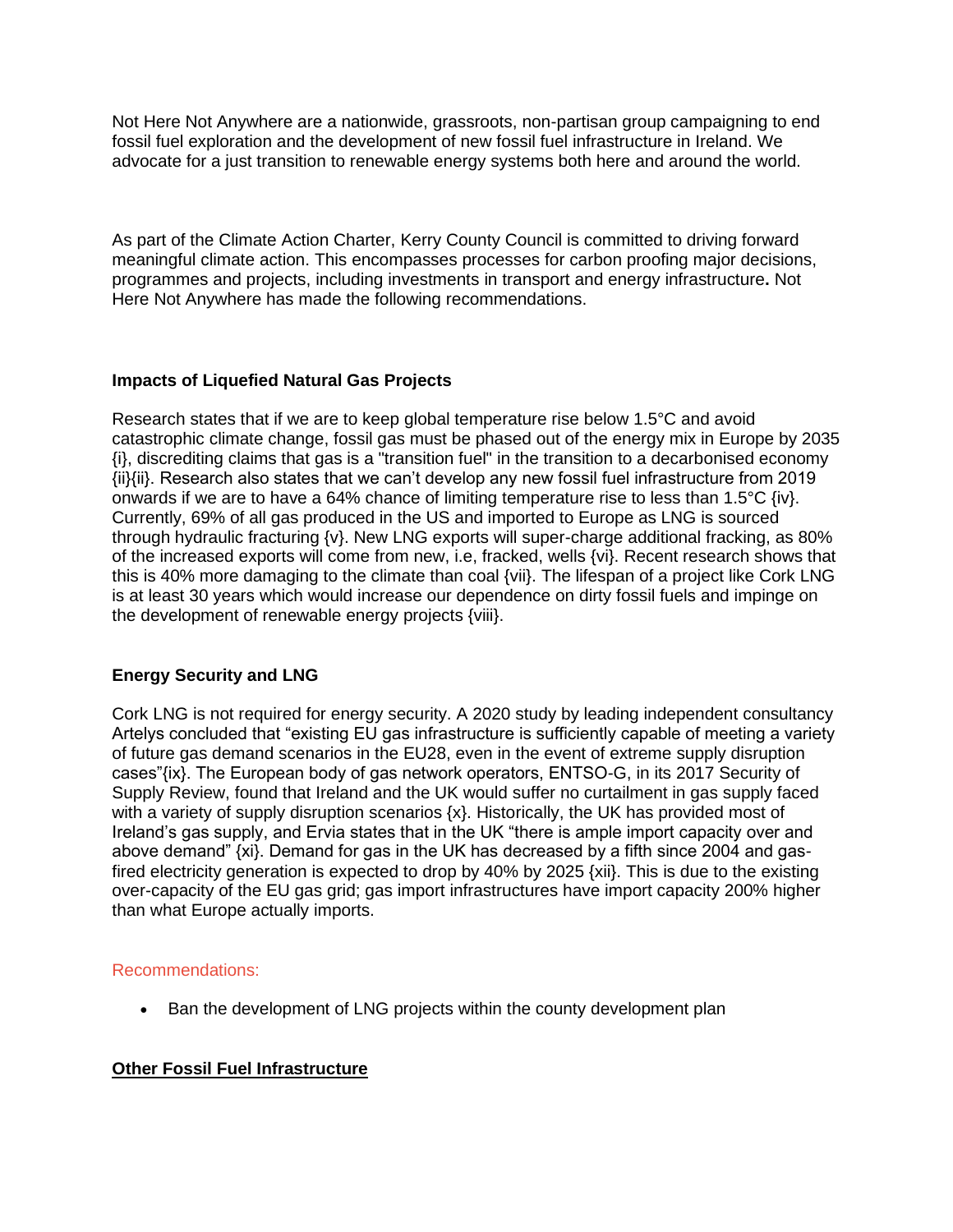Not Here Not Anywhere are a nationwide, grassroots, non-partisan group campaigning to end fossil fuel exploration and the development of new fossil fuel infrastructure in Ireland. We advocate for a just transition to renewable energy systems both here and around the world.

As part of the Climate Action Charter, Kerry County Council is committed to driving forward meaningful climate action. This encompasses processes for carbon proofing major decisions, programmes and projects, including investments in transport and energy infrastructure**.** Not Here Not Anywhere has made the following recommendations.

### Impacts of Liquefied Natural Gas Projects

Research states that if we are to keep global temperature rise below 1.5°C and avoid catastrophic climate change, fossil gas must be phased out of the energy mix in Europe by 2035 {i}, discrediting claims that gas is a "transition fuel" in the transition to a decarbonised economy {ii}{ii}. Research also states that we can't develop any new fossil fuel infrastructure from 2019 onwards if we are to have a 64% chance of limiting temperature rise to less than 1.5°C {iv}. Currently, 69% of all gas produced in the US and imported to Europe as LNG is sourced through hydraulic fracturing {v}. New LNG exports will super-charge additional fracking, as 80% of the increased exports will come from new, i.e, fracked, wells {vi}. Recent research shows that this is 40% more damaging to the climate than coal {vii}. The lifespan of a project like Cork LNG is at least 30 years which would increase our dependence on dirty fossil fuels and impinge on the development of renewable energy projects {viii}.

### Energy Security and LNG

Cork LNG is not required for energy security. A 2020 study by leading independent consultancy Artelys concluded that "existing EU gas infrastructure is sufficiently capable of meeting a variety of future gas demand scenarios in the EU28, even in the event of extreme supply disruption cases"{ix}. The European body of gas network operators, ENTSO-G, in its 2017 Security of Supply Review, found that Ireland and the UK would suffer no curtailment in gas supply faced with a variety of supply disruption scenarios {x}. Historically, the UK has provided most of Ireland's gas supply, and Ervia states that in the UK "there is ample import capacity over and above demand" {xi}. Demand for gas in the UK has decreased by a fifth since 2004 and gas-fired electricity generation is expected to drop by 40% by 2025 {xii}. This is due to the existing over-capacity of the EU gas grid; gas import infrastructures have import capacity 200% higher than what Europe actually imports.

Recommendations:

- Ban the development of LNG projects within the county development plan

### Other Fossil Fuel Infrastructure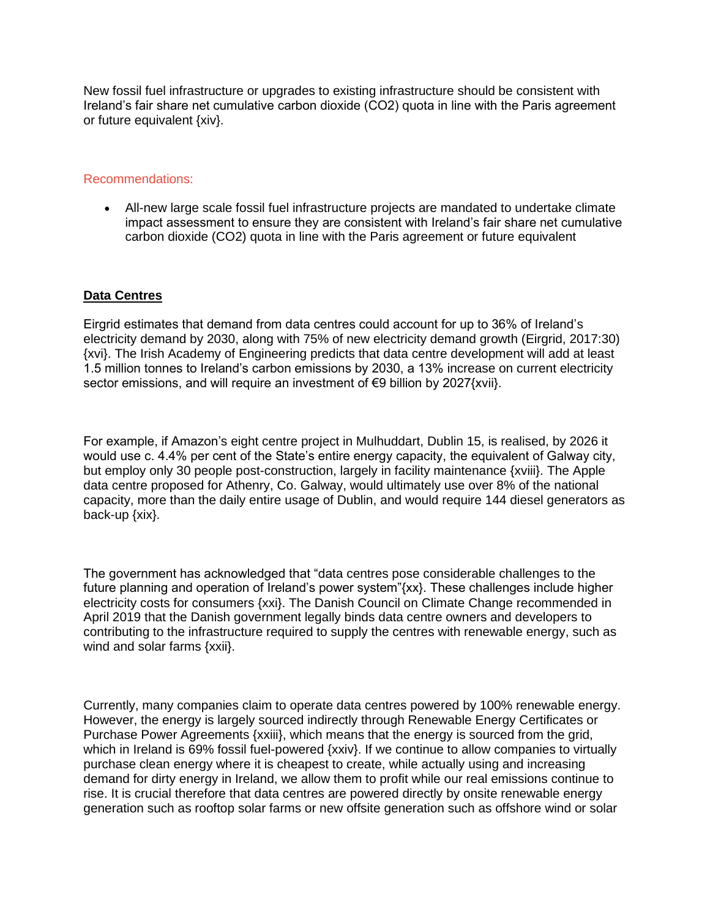New fossil fuel infrastructure or upgrades to existing infrastructure should be consistent with Ireland's fair share net cumulative carbon dioxide ($CO_2$) quota in line with the Paris agreement or future equivalent {xiv}.

Recommendations:

- All-new large scale fossil fuel infrastructure projects are mandated to undertake climate impact assessment to ensure they are consistent with Ireland's fair share net cumulative carbon dioxide ($CO_2$) quota in line with the Paris agreement or future equivalent

**Data Centres**

Eirgrid estimates that demand from data centres could account for up to 36% of Ireland's electricity demand by 2030, along with 75% of new electricity demand growth (Eirgrid, 2017:30) {xvi}. The Irish Academy of Engineering predicts that data centre development will add at least 1.5 million tonnes to Ireland's carbon emissions by 2030, a 13% increase on current electricity sector emissions, and will require an investment of €9 billion by 2027{xvii}.

For example, if Amazon's eight centre project in Mulhuddart, Dublin 15, is realised, by 2026 it would use c. 4.4% per cent of the State's entire energy capacity, the equivalent of Galway city, but employ only 30 people post-construction, largely in facility maintenance {xviii}. The Apple data centre proposed for Athenry, Co. Galway, would ultimately use over 8% of the national capacity, more than the daily entire usage of Dublin, and would require 144 diesel generators as back-up {xix}.

The government has acknowledged that "data centres pose considerable challenges to the future planning and operation of Ireland's power system"{xx}. These challenges include higher electricity costs for consumers {xxi}. The Danish Council on Climate Change recommended in April 2019 that the Danish government legally binds data centre owners and developers to contributing to the infrastructure required to supply the centres with renewable energy, such as wind and solar farms {xxii}.

Currently, many companies claim to operate data centres powered by 100% renewable energy. However, the energy is largely sourced indirectly through Renewable Energy Certificates or Purchase Power Agreements {xxiii}, which means that the energy is sourced from the grid, which in Ireland is 69% fossil fuel-powered {xxiv}. If we continue to allow companies to virtually purchase clean energy where it is cheapest to create, while actually using and increasing demand for dirty energy in Ireland, we allow them to profit while our real emissions continue to rise. It is crucial therefore that data centres are powered directly by onsite renewable energy generation such as rooftop solar farms or new offsite generation such as offshore wind or solar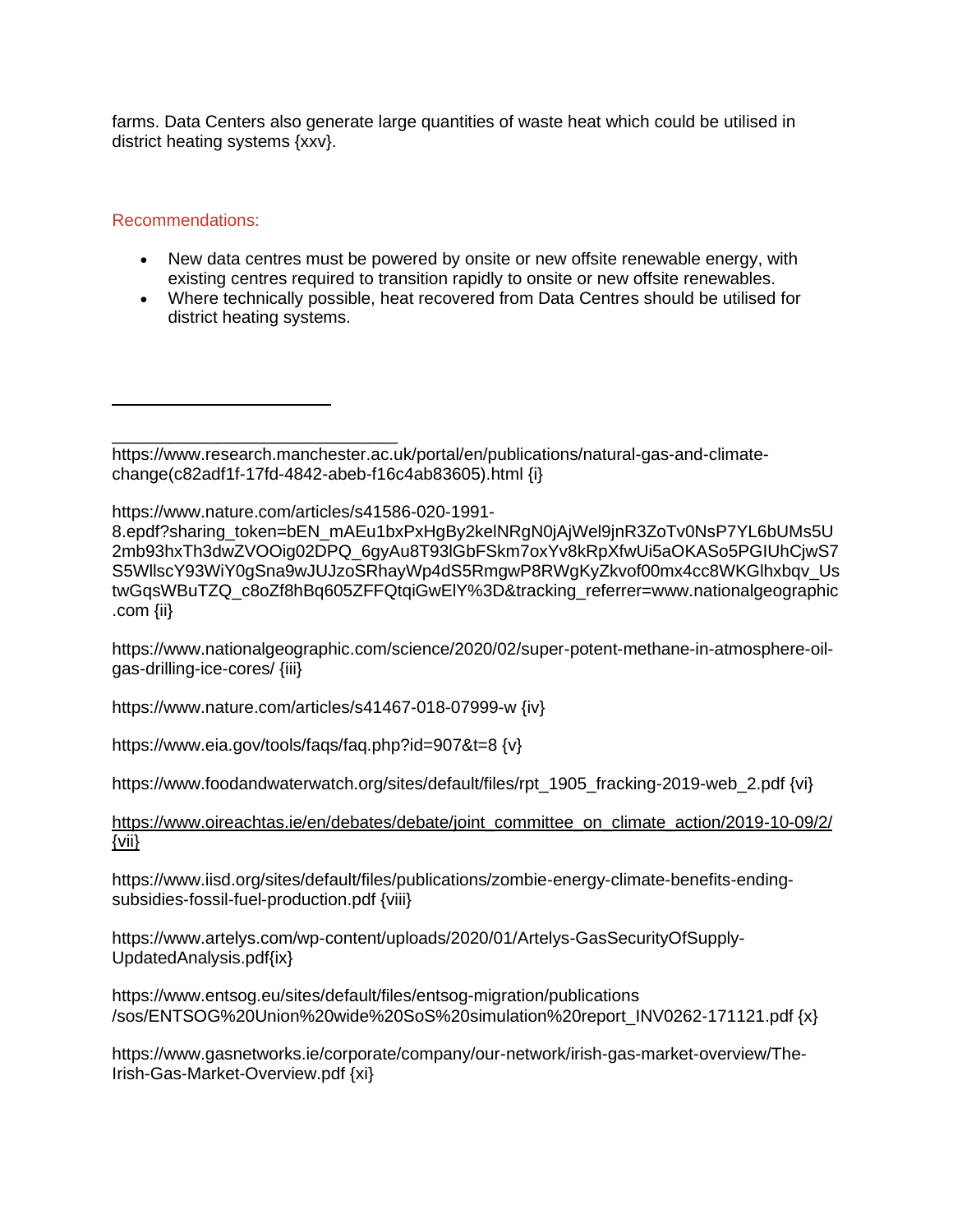farms. Data Centers also generate large quantities of waste heat which could be utilised in district heating systems {xxv}.

## Recommendations:

- New data centres must be powered by onsite or new offsite renewable energy, with existing centres required to transition rapidly to onsite or new offsite renewables.
- Where technically possible, heat recovered from Data Centres should be utilised for district heating systems.

---

https://www.research.manchester.ac.uk/portal/en/publications/natural-gas-and-climate-change(c82adf1f-17fd-4842-abeb-f16c4ab83605).html {i}

https://www.nature.com/articles/s41586-020-1991-8.epdf?sharing_token=bEN_mAEu1bxPxHgBy2kelNRgN0jAjWel9jnR3ZoTv0NsP7YL6bUMs5U2mb93hxTh3dwZVOOig02DPQ_6gyAu8T93lGbFSkm7oxYv8kRpXfwUi5aOKASo5PGIUhCjwS7S5WllscY93WiY0gSna9wJUJzoSRhayWp4dS5RmgwP8RWgKyZkvof00mx4cc8WKGlhxbqv_UstwGqsWBuTZQ_c8oZf8hBq605ZFFQtqiGwElY%3D&tracking_referrer=www.nationalgeographic.com {ii}

https://www.nationalgeographic.com/science/2020/02/super-potent-methane-in-atmosphere-oil-gas-drilling-ice-cores/ {iii}

https://www.nature.com/articles/s41467-018-07999-w {iv}

https://www.eia.gov/tools/faqs/faq.php?id=907&t=8 {v}

https://www.foodandwaterwatch.org/sites/default/files/rpt_1905_fracking-2019-web_2.pdf {vi}

https://www.oireachtas.ie/en/debates/debate/joint_committee_on_climate_action/2019-10-09/2/ {vii}

https://www.iisd.org/sites/default/files/publications/zombie-energy-climate-benefits-ending-subsidies-fossil-fuel-production.pdf {viii}

https://www.artelys.com/wp-content/uploads/2020/01/Artelys-GasSecurityOfSupply-UpdatedAnalysis.pdf{ix}

https://www.entsog.eu/sites/default/files/entsog-migration/publications /sos/ENTSOG%20Union%20wide%20SoS%20simulation%20report_INV0262-171121.pdf {x}

https://www.gasnetworks.ie/corporate/company/our-network/irish-gas-market-overview/The-Irish-Gas-Market-Overview.pdf {xi}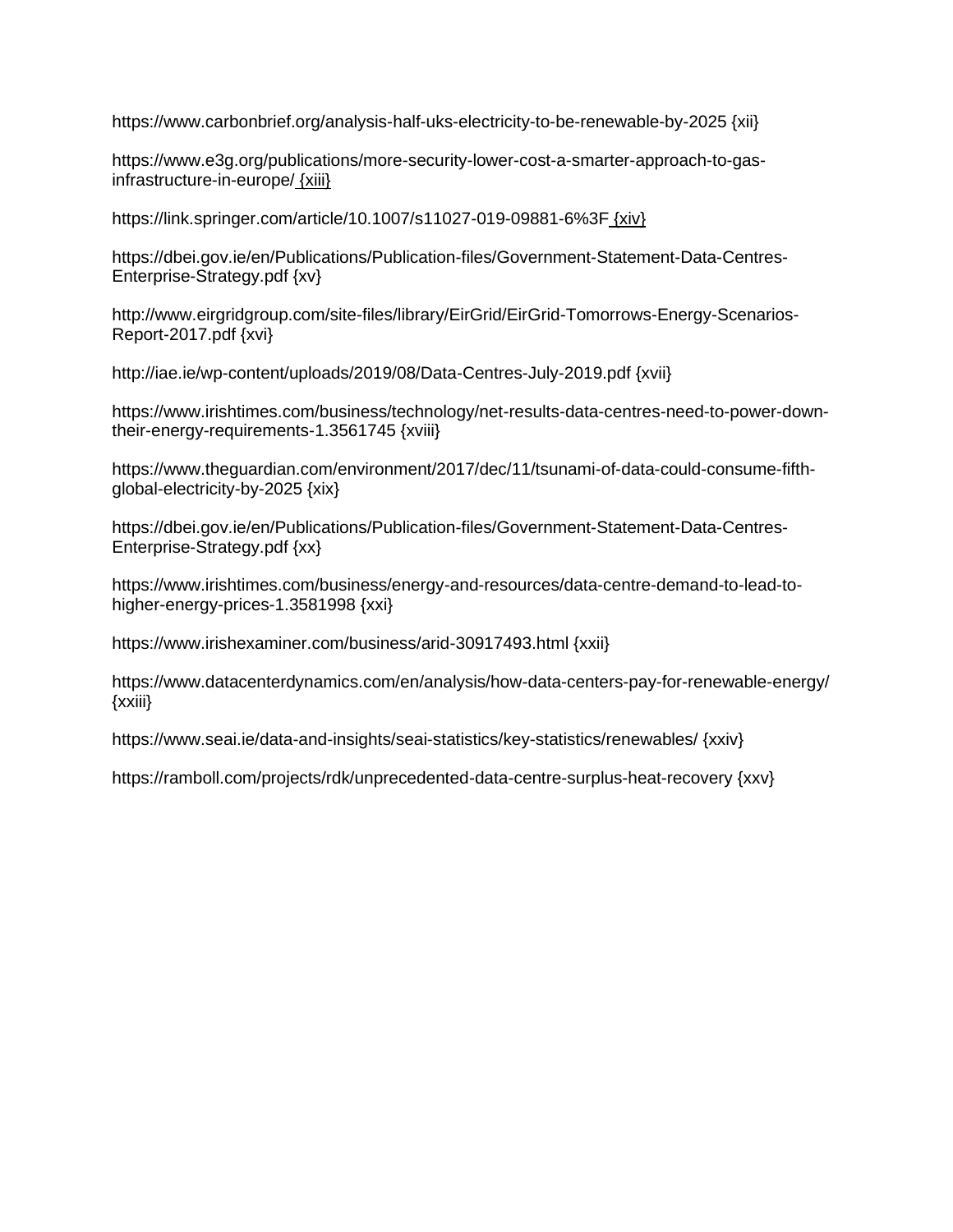https://www.carbonbrief.org/analysis-half-uks-electricity-to-be-renewable-by-2025 {xii}

https://www.e3g.org/publications/more-security-lower-cost-a-smarter-approach-to-gas-infrastructure-in-europe/ {xiii}

https://link.springer.com/article/10.1007/s11027-019-09881-6%3F {xiv}

https://dbei.gov.ie/en/Publications/Publication-files/Government-Statement-Data-Centres-Enterprise-Strategy.pdf {xv}

http://www.eirgridgroup.com/site-files/library/EirGrid/EirGrid-Tomorrows-Energy-Scenarios-Report-2017.pdf {xvi}

http://iae.ie/wp-content/uploads/2019/08/Data-Centres-July-2019.pdf {xvii}

https://www.irishtimes.com/business/technology/net-results-data-centres-need-to-power-down-their-energy-requirements-1.3561745 {xviii}

https://www.theguardian.com/environment/2017/dec/11/tsunami-of-data-could-consume-fifth-global-electricity-by-2025 {xix}

https://dbei.gov.ie/en/Publications/Publication-files/Government-Statement-Data-Centres-Enterprise-Strategy.pdf {xx}

https://www.irishtimes.com/business/energy-and-resources/data-centre-demand-to-lead-to-higher-energy-prices-1.3581998 {xxi}

https://www.irishexaminer.com/business/arid-30917493.html {xxii}

https://www.datacenterdynamics.com/en/analysis/how-data-centers-pay-for-renewable-energy/ {xxiii}

https://www.seai.ie/data-and-insights/seai-statistics/key-statistics/renewables/ {xxiv}

https://ramboll.com/projects/rdk/unprecedented-data-centre-surplus-heat-recovery {xxv}